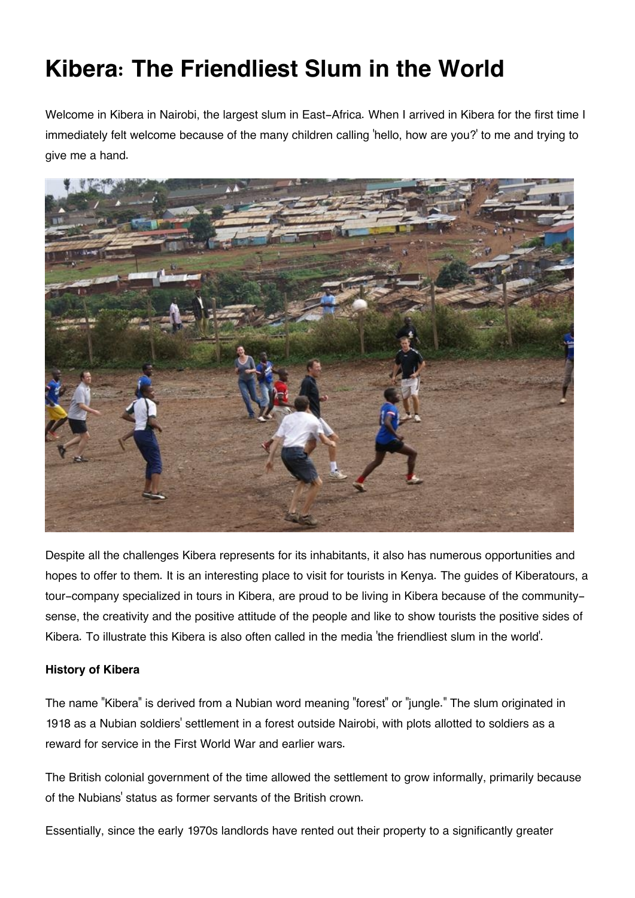# Kibera: The Friendliest Slum in the World

Welcome in Kibera in Nairobi, the largest slum in East-Africa. When I arrived in Kibera for the first time I immediately felt welcome because of the many children calling 'hello, how are you?' to me and trying to give me a hand.

Despite all the challenges Kibera represents for its inhabitants, it also has numerous opportunities and hopes to offer to them. It is an interesting place to visit for tourists in Kenya. The guides of Kiberatours, a tour-company specialized in tours in Kibera, are proud to be living in Kibera because of the community-sense, the creativity and the positive attitude of the people and like to show tourists the positive sides of Kibera. To illustrate this Kibera is also often called in the media 'the friendliest slum in the world'.

**History of Kibera**

The name "Kibera" is derived from a Nubian word meaning "forest" or "jungle." The slum originated in 1918 as a Nubian soldiers' settlement in a forest outside Nairobi, with plots allotted to soldiers as a reward for service in the First World War and earlier wars.

The British colonial government of the time allowed the settlement to grow informally, primarily because of the Nubians' status as former servants of the British crown.

Essentially, since the early 1970s landlords have rented out their property to a significantly greater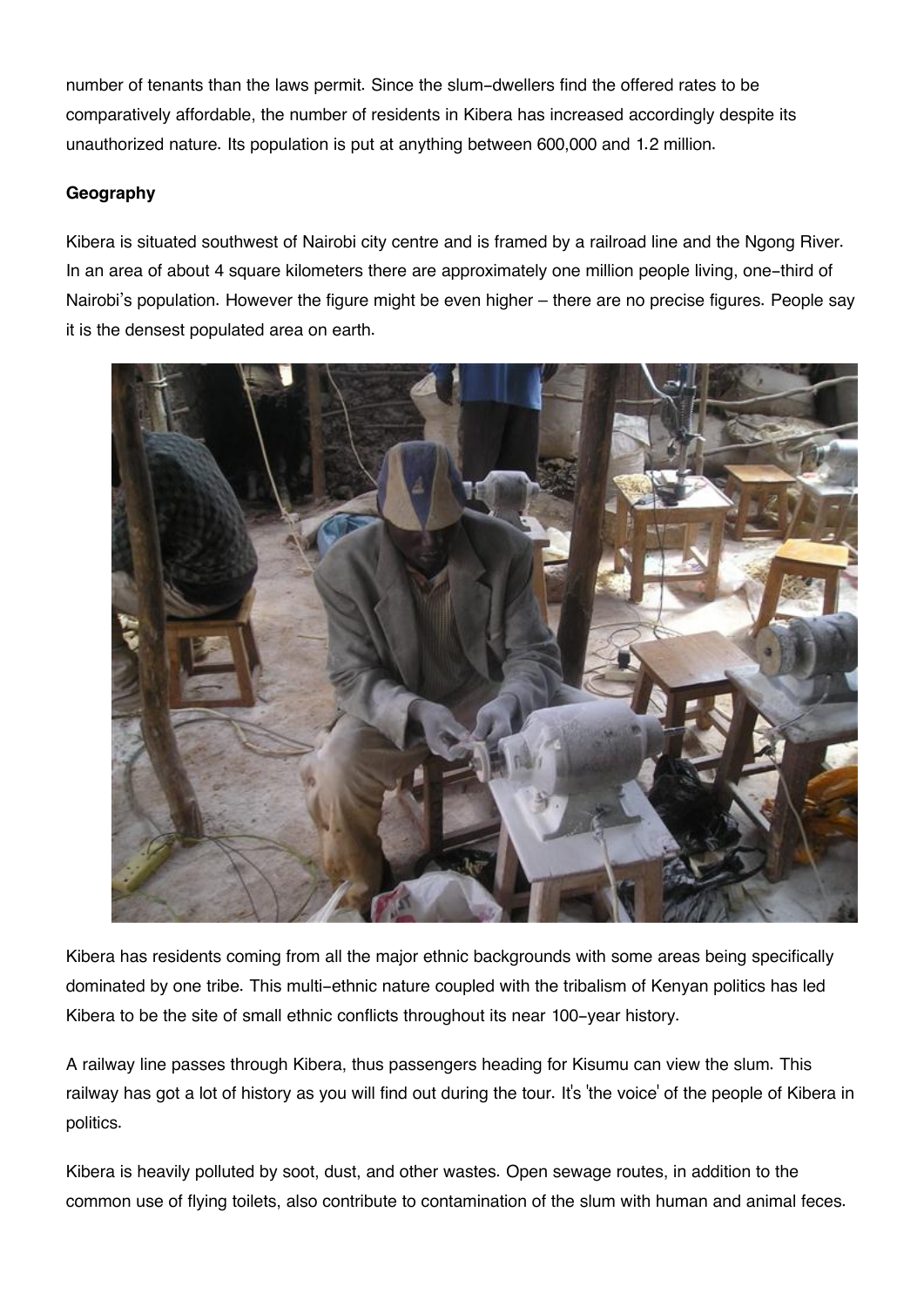number of tenants than the laws permit. Since the slum-dwellers find the offered rates to be comparatively affordable, the number of residents in Kibera has increased accordingly despite its unauthorized nature. Its population is put at anything between 600,000 and 1.2 million.

**Geography**

Kibera is situated southwest of Nairobi city centre and is framed by a railroad line and the Ngong River. In an area of about 4 square kilometers there are approximately one million people living, one-third of Nairobi's population. However the figure might be even higher – there are no precise figures. People say it is the densest populated area on earth.

Kibera has residents coming from all the major ethnic backgrounds with some areas being specifically dominated by one tribe. This multi-ethnic nature coupled with the tribalism of Kenyan politics has led Kibera to be the site of small ethnic conflicts throughout its near 100-year history.

A railway line passes through Kibera, thus passengers heading for Kisumu can view the slum. This railway has got a lot of history as you will find out during the tour. It's 'the voice' of the people of Kibera in politics.

Kibera is heavily polluted by soot, dust, and other wastes. Open sewage routes, in addition to the common use of flying toilets, also contribute to contamination of the slum with human and animal feces.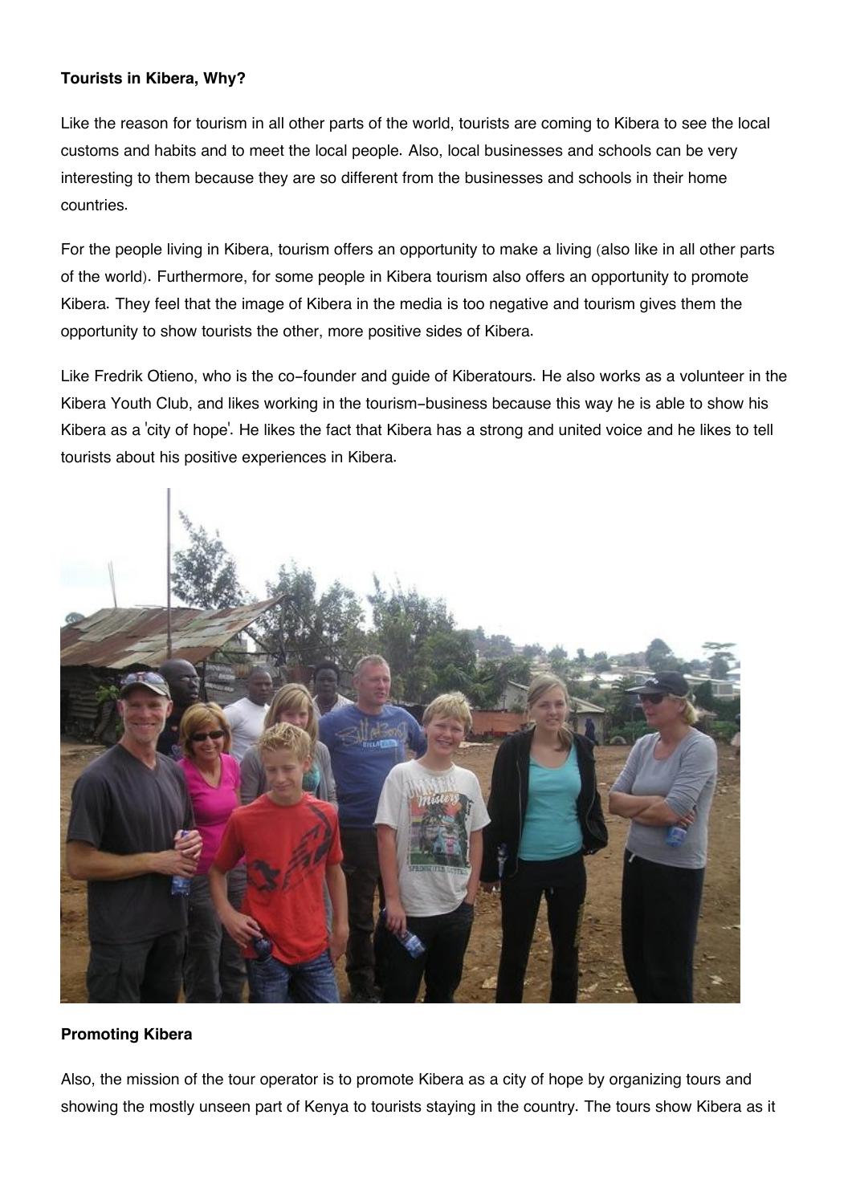**Tourists in Kibera, Why?**

Like the reason for tourism in all other parts of the world, tourists are coming to Kibera to see the local customs and habits and to meet the local people. Also, local businesses and schools can be very interesting to them because they are so different from the businesses and schools in their home countries.

For the people living in Kibera, tourism offers an opportunity to make a living (also like in all other parts of the world). Furthermore, for some people in Kibera tourism also offers an opportunity to promote Kibera. They feel that the image of Kibera in the media is too negative and tourism gives them the opportunity to show tourists the other, more positive sides of Kibera.

Like Fredrik Otieno, who is the co-founder and guide of Kiberatours. He also works as a volunteer in the Kibera Youth Club, and likes working in the tourism-business because this way he is able to show his Kibera as a 'city of hope'. He likes the fact that Kibera has a strong and united voice and he likes to tell tourists about his positive experiences in Kibera.

**Promoting Kibera**

Also, the mission of the tour operator is to promote Kibera as a city of hope by organizing tours and showing the mostly unseen part of Kenya to tourists staying in the country. The tours show Kibera as it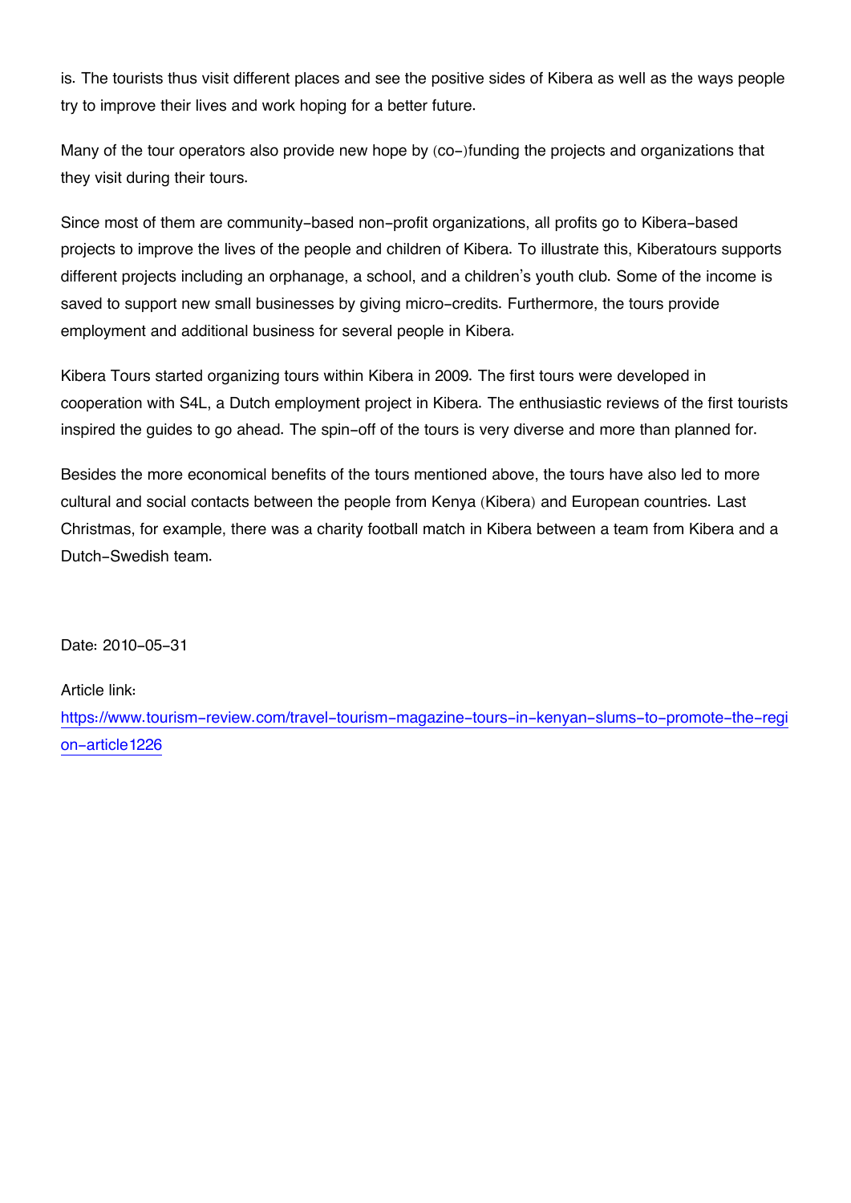is. The tourists thus visit different places and see the positive sides of Kibera as well as the ways people try to improve their lives and work hoping for a better future.

Many of the tour operators also provide new hope by (co-)funding the projects and organizations that they visit during their tours.

Since most of them are community-based non-profit organizations, all profits go to Kibera-based projects to improve the lives of the people and children of Kibera. To illustrate this, Kiberatours supports different projects including an orphanage, a school, and a children's youth club. Some of the income is saved to support new small businesses by giving micro-credits. Furthermore, the tours provide employment and additional business for several people in Kibera.

Kibera Tours started organizing tours within Kibera in 2009. The first tours were developed in cooperation with S4L, a Dutch employment project in Kibera. The enthusiastic reviews of the first tourists inspired the guides to go ahead. The spin-off of the tours is very diverse and more than planned for.

Besides the more economical benefits of the tours mentioned above, the tours have also led to more cultural and social contacts between the people from Kenya (Kibera) and European countries. Last Christmas, for example, there was a charity football match in Kibera between a team from Kibera and a Dutch-Swedish team.

Date: 2010-05-31

Article link:
[https://www.tourism-review.com/travel-tourism-magazine-tours-in-kenyan-slums-to-promote-the-region-article1226](https://www.tourism-review.com/travel-tourism-magazine-tours-in-kenyan-slums-to-promote-the-region-article1226)